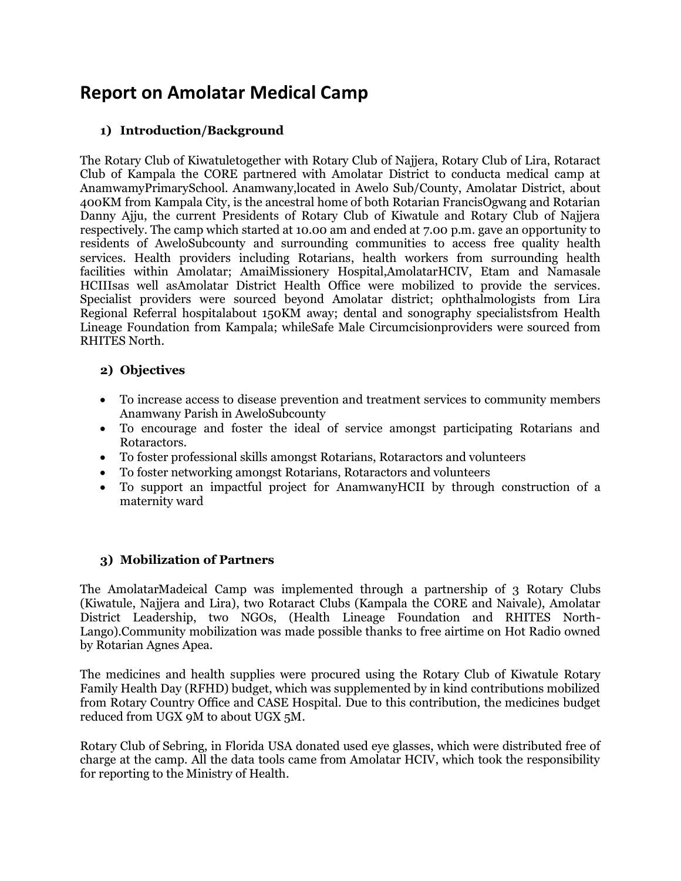# Report on Amolatar Medical Camp

## 1) Introduction/Background

The Rotary Club of Kiwatuletogether with Rotary Club of Najjera, Rotary Club of Lira, Rotaract Club of Kampala the CORE partnered with Amolatar District to conducta medical camp at AnamwamyPrimarySchool. Anamwany,located in Awelo Sub/County, Amolatar District, about 400KM from Kampala City, is the ancestral home of both Rotarian FrancisOgwang and Rotarian Danny Ajju, the current Presidents of Rotary Club of Kiwatule and Rotary Club of Najjera respectively. The camp which started at 10.00 am and ended at 7.00 p.m. gave an opportunity to residents of AweloSubcounty and surrounding communities to access free quality health services. Health providers including Rotarians, health workers from surrounding health facilities within Amolatar; AmaiMissionery Hospital,AmolatarHCIV, Etam and Namasale HCIIIsas well asAmolatar District Health Office were mobilized to provide the services. Specialist providers were sourced beyond Amolatar district; ophthalmologists from Lira Regional Referral hospitalabout 150KM away; dental and sonography specialistsfrom Health Lineage Foundation from Kampala; whileSafe Male Circumcisionproviders were sourced from RHITES North.

## 2) Objectives

- To increase access to disease prevention and treatment services to community members Anamwany Parish in AweloSubcounty
- To encourage and foster the ideal of service amongst participating Rotarians and Rotaractors.
- To foster professional skills amongst Rotarians, Rotaractors and volunteers
- To foster networking amongst Rotarians, Rotaractors and volunteers
- To support an impactful project for AnamwanyHCII by through construction of a maternity ward

## 3) Mobilization of Partners

The AmolatarMadeical Camp was implemented through a partnership of 3 Rotary Clubs (Kiwatule, Najjera and Lira), two Rotaract Clubs (Kampala the CORE and Naivale), Amolatar District Leadership, two NGOs, (Health Lineage Foundation and RHITES North-Lango).Community mobilization was made possible thanks to free airtime on Hot Radio owned by Rotarian Agnes Apea.

The medicines and health supplies were procured using the Rotary Club of Kiwatule Rotary Family Health Day (RFHD) budget, which was supplemented by in kind contributions mobilized from Rotary Country Office and CASE Hospital. Due to this contribution, the medicines budget reduced from UGX 9M to about UGX 5M.

Rotary Club of Sebring, in Florida USA donated used eye glasses, which were distributed free of charge at the camp. All the data tools came from Amolatar HCIV, which took the responsibility for reporting to the Ministry of Health.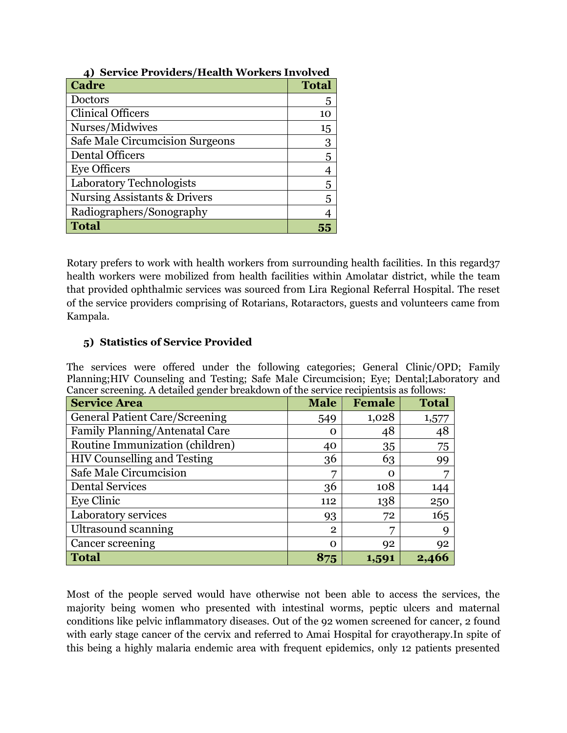### 4) Service Providers/Health Workers Involved

| Cadre | Total |
|---|---|
| Doctors | 5 |
| Clinical Officers | 10 |
| Nurses/Midwives | 15 |
| Safe Male Circumcision Surgeons | 3 |
| Dental Officers | 5 |
| Eye Officers | 4 |
| Laboratory Technologists | 5 |
| Nursing Assistants & Drivers | 5 |
| Radiographers/Sonography | 4 |
| **Total** | **55** |

Rotary prefers to work with health workers from surrounding health facilities. In this regard37 health workers were mobilized from health facilities within Amolatar district, while the team that provided ophthalmic services was sourced from Lira Regional Referral Hospital. The reset of the service providers comprising of Rotarians, Rotaractors, guests and volunteers came from Kampala.

### 5) Statistics of Service Provided

The services were offered under the following categories; General Clinic/OPD; Family Planning;HIV Counseling and Testing; Safe Male Circumcision; Eye; Dental;Laboratory and Cancer screening. A detailed gender breakdown of the service recipientsis as follows:

| Service Area | Male | Female | Total |
|---|---|---|---|
| General Patient Care/Screening | 549 | 1,028 | 1,577 |
| Family Planning/Antenatal Care | 0 | 48 | 48 |
| Routine Immunization (children) | 40 | 35 | 75 |
| HIV Counselling and Testing | 36 | 63 | 99 |
| Safe Male Circumcision | 7 | 0 | 7 |
| Dental Services | 36 | 108 | 144 |
| Eye Clinic | 112 | 138 | 250 |
| Laboratory services | 93 | 72 | 165 |
| Ultrasound scanning | 2 | 7 | 9 |
| Cancer screening | 0 | 92 | 92 |
| **Total** | **875** | **1,591** | **2,466** |

Most of the people served would have otherwise not been able to access the services, the majority being women who presented with intestinal worms, peptic ulcers and maternal conditions like pelvic inflammatory diseases. Out of the 92 women screened for cancer, 2 found with early stage cancer of the cervix and referred to Amai Hospital for crayotherapy.In spite of this being a highly malaria endemic area with frequent epidemics, only 12 patients presented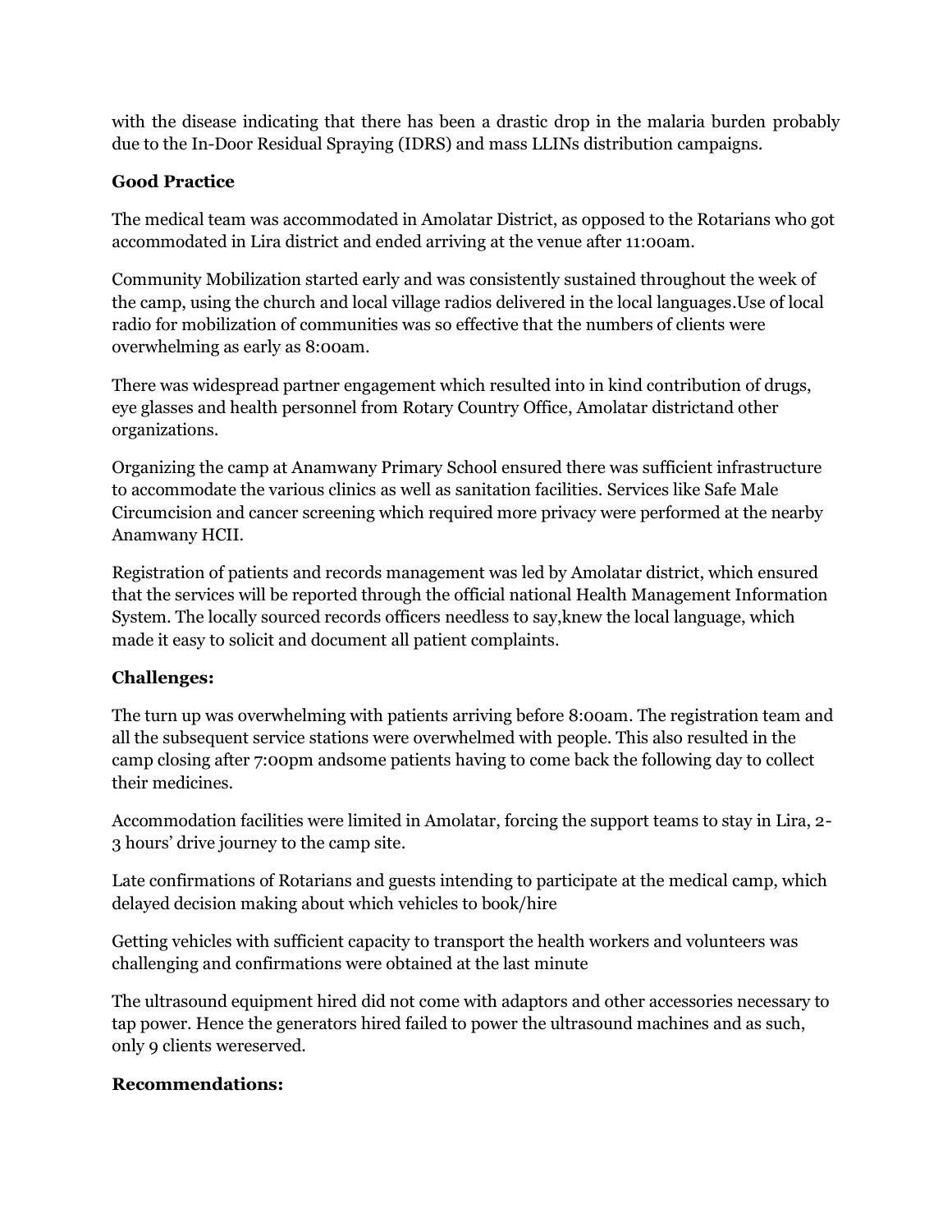with the disease indicating that there has been a drastic drop in the malaria burden probably due to the In-Door Residual Spraying (IDRS) and mass LLINs distribution campaigns.

**Good Practice**

The medical team was accommodated in Amolatar District, as opposed to the Rotarians who got accommodated in Lira district and ended arriving at the venue after 11:00am.

Community Mobilization started early and was consistently sustained throughout the week of the camp, using the church and local village radios delivered in the local languages.Use of local radio for mobilization of communities was so effective that the numbers of clients were overwhelming as early as 8:00am.

There was widespread partner engagement which resulted into in kind contribution of drugs, eye glasses and health personnel from Rotary Country Office, Amolatar districtand other organizations.

Organizing the camp at Anamwany Primary School ensured there was sufficient infrastructure to accommodate the various clinics as well as sanitation facilities. Services like Safe Male Circumcision and cancer screening which required more privacy were performed at the nearby Anamwany HCII.

Registration of patients and records management was led by Amolatar district, which ensured that the services will be reported through the official national Health Management Information System. The locally sourced records officers needless to say,knew the local language, which made it easy to solicit and document all patient complaints.

**Challenges:**

The turn up was overwhelming with patients arriving before 8:00am. The registration team and all the subsequent service stations were overwhelmed with people. This also resulted in the camp closing after 7:00pm andsome patients having to come back the following day to collect their medicines.

Accommodation facilities were limited in Amolatar, forcing the support teams to stay in Lira, 2-3 hours' drive journey to the camp site.

Late confirmations of Rotarians and guests intending to participate at the medical camp, which delayed decision making about which vehicles to book/hire

Getting vehicles with sufficient capacity to transport the health workers and volunteers was challenging and confirmations were obtained at the last minute

The ultrasound equipment hired did not come with adaptors and other accessories necessary to tap power. Hence the generators hired failed to power the ultrasound machines and as such, only 9 clients wereserved.

**Recommendations:**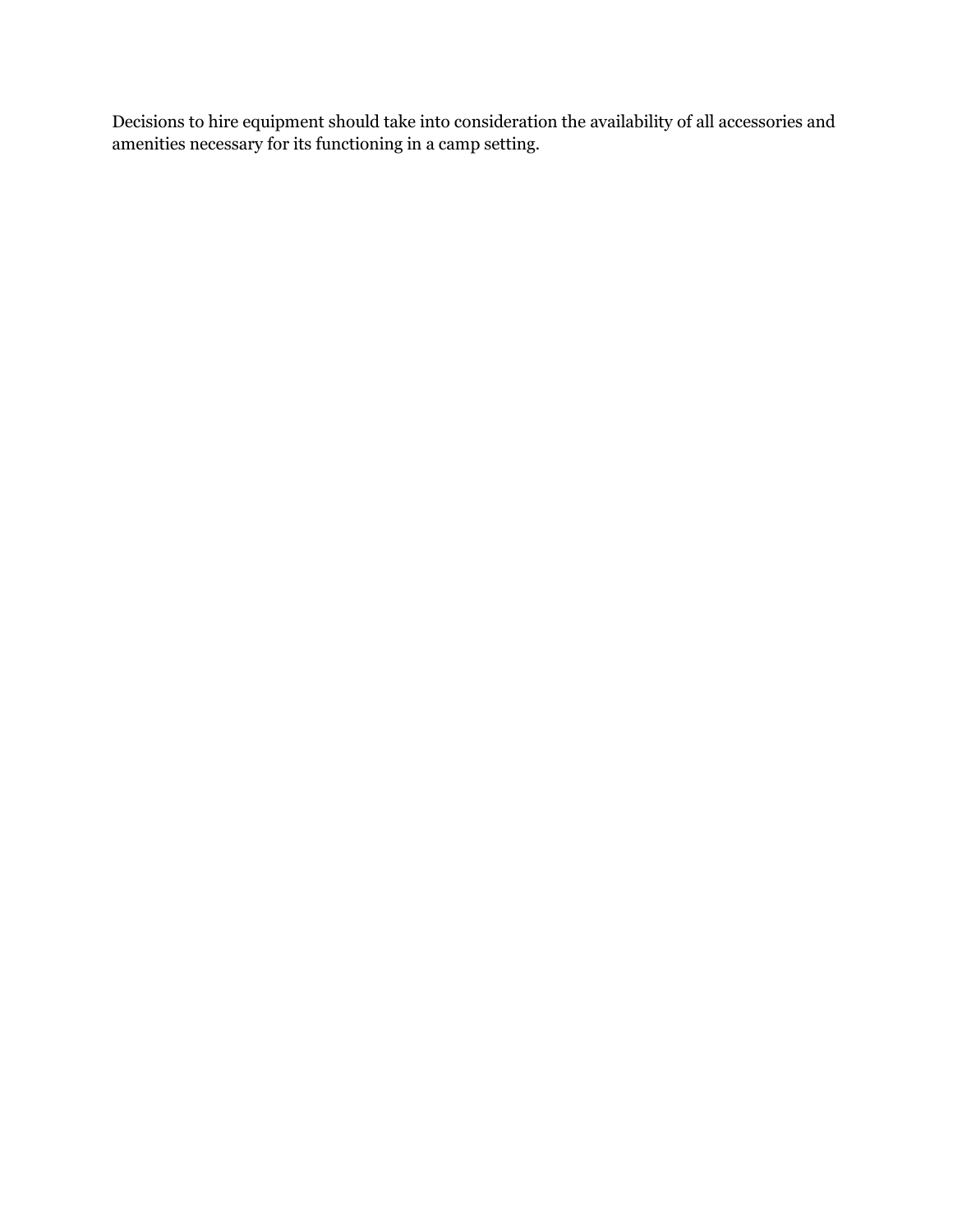Decisions to hire equipment should take into consideration the availability of all accessories and amenities necessary for its functioning in a camp setting.